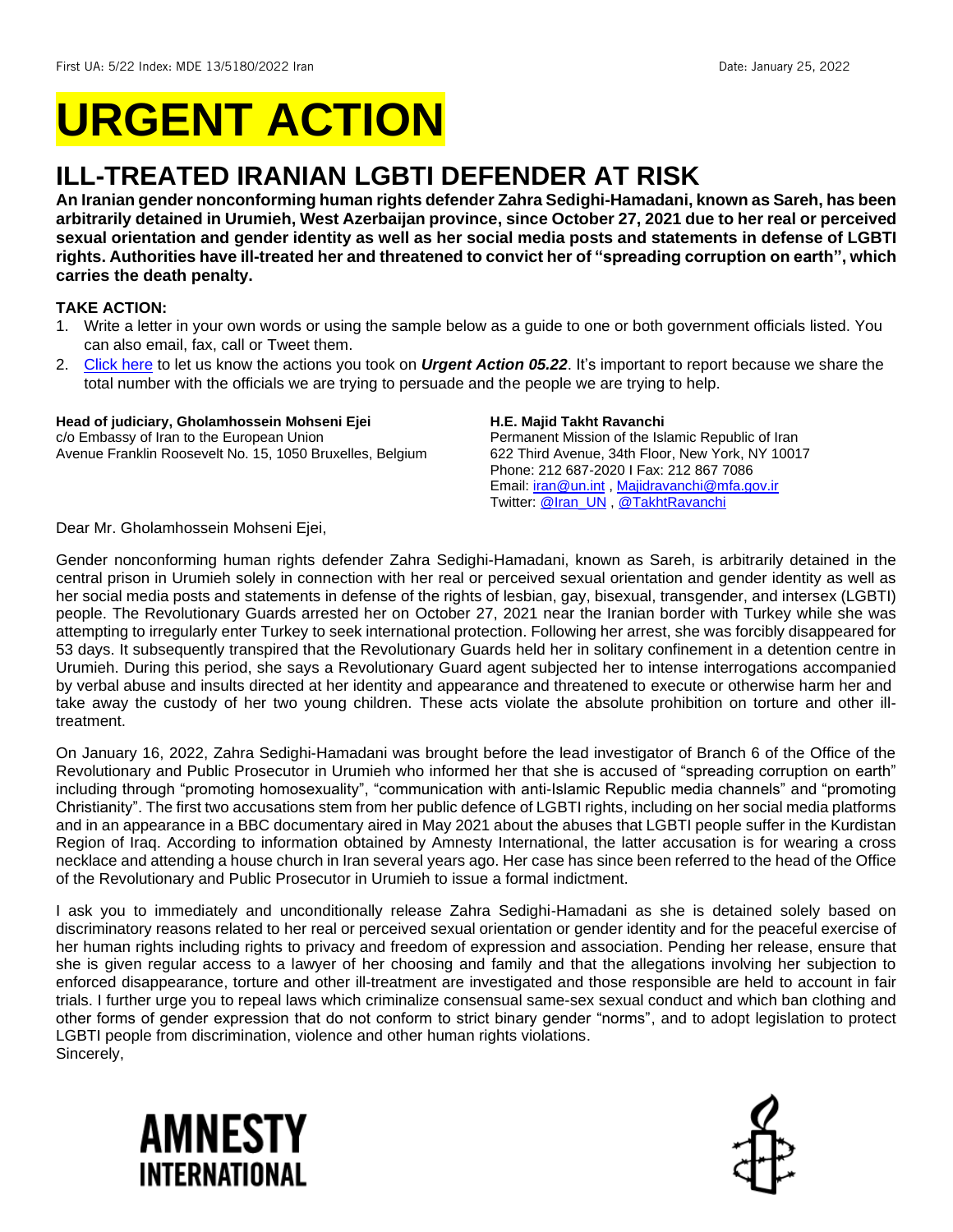First UA: 5/22 Index: MDE 13/5180/2022 Iran Date: January 25, 2022

# URGENT ACTION

## ILL-TREATED IRANIAN LGBTI DEFENDER AT RISK

**An Iranian gender nonconforming human rights defender Zahra Sedighi-Hamadani, known as Sareh, has been arbitrarily detained in Urumieh, West Azerbaijan province, since October 27, 2021 due to her real or perceived sexual orientation and gender identity as well as her social media posts and statements in defense of LGBTI rights. Authorities have ill-treated her and threatened to convict her of "spreading corruption on earth", which carries the death penalty.**

**TAKE ACTION:**

1. Write a letter in your own words or using the sample below as a guide to one or both government officials listed. You can also email, fax, call or Tweet them.
2. Click here to let us know the actions you took on ***Urgent Action 05.22***. It's important to report because we share the total number with the officials we are trying to persuade and the people we are trying to help.

**Head of judiciary, Gholamhossein Mohseni Ejei**
c/o Embassy of Iran to the European Union
Avenue Franklin Roosevelt No. 15, 1050 Bruxelles, Belgium

**H.E. Majid Takht Ravanchi**
Permanent Mission of the Islamic Republic of Iran
622 Third Avenue, 34th Floor, New York, NY 10017
Phone: 212 687-2020 I Fax: 212 867 7086
Email: iran@un.int , Majidravanchi@mfa.gov.ir
Twitter: @Iran_UN , @TakhtRavanchi

Dear Mr. Gholamhossein Mohseni Ejei,

Gender nonconforming human rights defender Zahra Sedighi-Hamadani, known as Sareh, is arbitrarily detained in the central prison in Urumieh solely in connection with her real or perceived sexual orientation and gender identity as well as her social media posts and statements in defense of the rights of lesbian, gay, bisexual, transgender, and intersex (LGBTI) people. The Revolutionary Guards arrested her on October 27, 2021 near the Iranian border with Turkey while she was attempting to irregularly enter Turkey to seek international protection. Following her arrest, she was forcibly disappeared for 53 days. It subsequently transpired that the Revolutionary Guards held her in solitary confinement in a detention centre in Urumieh. During this period, she says a Revolutionary Guard agent subjected her to intense interrogations accompanied by verbal abuse and insults directed at her identity and appearance and threatened to execute or otherwise harm her and take away the custody of her two young children. These acts violate the absolute prohibition on torture and other ill-treatment.

On January 16, 2022, Zahra Sedighi-Hamadani was brought before the lead investigator of Branch 6 of the Office of the Revolutionary and Public Prosecutor in Urumieh who informed her that she is accused of "spreading corruption on earth" including through "promoting homosexuality", "communication with anti-Islamic Republic media channels" and "promoting Christianity". The first two accusations stem from her public defence of LGBTI rights, including on her social media platforms and in an appearance in a BBC documentary aired in May 2021 about the abuses that LGBTI people suffer in the Kurdistan Region of Iraq. According to information obtained by Amnesty International, the latter accusation is for wearing a cross necklace and attending a house church in Iran several years ago. Her case has since been referred to the head of the Office of the Revolutionary and Public Prosecutor in Urumieh to issue a formal indictment.

I ask you to immediately and unconditionally release Zahra Sedighi-Hamadani as she is detained solely based on discriminatory reasons related to her real or perceived sexual orientation or gender identity and for the peaceful exercise of her human rights including rights to privacy and freedom of expression and association. Pending her release, ensure that she is given regular access to a lawyer of her choosing and family and that the allegations involving her subjection to enforced disappearance, torture and other ill-treatment are investigated and those responsible are held to account in fair trials. I further urge you to repeal laws which criminalize consensual same-sex sexual conduct and which ban clothing and other forms of gender expression that do not conform to strict binary gender "norms", and to adopt legislation to protect LGBTI people from discrimination, violence and other human rights violations.

Sincerely,

AMNESTY INTERNATIONAL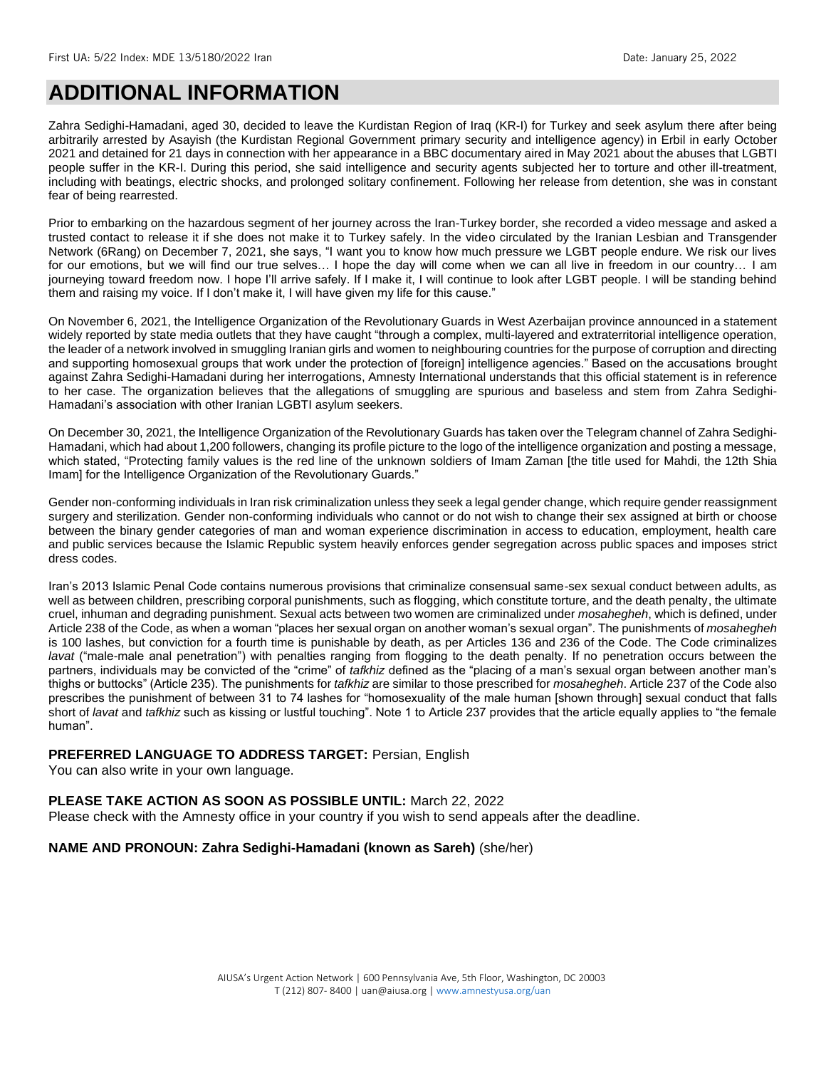# ADDITIONAL INFORMATION

Zahra Sedighi-Hamadani, aged 30, decided to leave the Kurdistan Region of Iraq (KR-I) for Turkey and seek asylum there after being arbitrarily arrested by Asayish (the Kurdistan Regional Government primary security and intelligence agency) in Erbil in early October 2021 and detained for 21 days in connection with her appearance in a BBC documentary aired in May 2021 about the abuses that LGBTI people suffer in the KR-I. During this period, she said intelligence and security agents subjected her to torture and other ill-treatment, including with beatings, electric shocks, and prolonged solitary confinement. Following her release from detention, she was in constant fear of being rearrested.

Prior to embarking on the hazardous segment of her journey across the Iran-Turkey border, she recorded a video message and asked a trusted contact to release it if she does not make it to Turkey safely. In the video circulated by the Iranian Lesbian and Transgender Network (6Rang) on December 7, 2021, she says, "I want you to know how much pressure we LGBT people endure. We risk our lives for our emotions, but we will find our true selves… I hope the day will come when we can all live in freedom in our country… I am journeying toward freedom now. I hope I'll arrive safely. If I make it, I will continue to look after LGBT people. I will be standing behind them and raising my voice. If I don't make it, I will have given my life for this cause."

On November 6, 2021, the Intelligence Organization of the Revolutionary Guards in West Azerbaijan province announced in a statement widely reported by state media outlets that they have caught "through a complex, multi-layered and extraterritorial intelligence operation, the leader of a network involved in smuggling Iranian girls and women to neighbouring countries for the purpose of corruption and directing and supporting homosexual groups that work under the protection of [foreign] intelligence agencies." Based on the accusations brought against Zahra Sedighi-Hamadani during her interrogations, Amnesty International understands that this official statement is in reference to her case. The organization believes that the allegations of smuggling are spurious and baseless and stem from Zahra Sedighi-Hamadani's association with other Iranian LGBTI asylum seekers.

On December 30, 2021, the Intelligence Organization of the Revolutionary Guards has taken over the Telegram channel of Zahra Sedighi-Hamadani, which had about 1,200 followers, changing its profile picture to the logo of the intelligence organization and posting a message, which stated, "Protecting family values is the red line of the unknown soldiers of Imam Zaman [the title used for Mahdi, the 12th Shia Imam] for the Intelligence Organization of the Revolutionary Guards."

Gender non-conforming individuals in Iran risk criminalization unless they seek a legal gender change, which require gender reassignment surgery and sterilization. Gender non-conforming individuals who cannot or do not wish to change their sex assigned at birth or choose between the binary gender categories of man and woman experience discrimination in access to education, employment, health care and public services because the Islamic Republic system heavily enforces gender segregation across public spaces and imposes strict dress codes.

Iran's 2013 Islamic Penal Code contains numerous provisions that criminalize consensual same-sex sexual conduct between adults, as well as between children, prescribing corporal punishments, such as flogging, which constitute torture, and the death penalty, the ultimate cruel, inhuman and degrading punishment. Sexual acts between two women are criminalized under *mosahegheh*, which is defined, under Article 238 of the Code, as when a woman "places her sexual organ on another woman's sexual organ". The punishments of *mosahegheh* is 100 lashes, but conviction for a fourth time is punishable by death, as per Articles 136 and 236 of the Code. The Code criminalizes *lavat* ("male-male anal penetration") with penalties ranging from flogging to the death penalty. If no penetration occurs between the partners, individuals may be convicted of the "crime" of *tafkhiz* defined as the "placing of a man's sexual organ between another man's thighs or buttocks" (Article 235). The punishments for *tafkhiz* are similar to those prescribed for *mosahegheh*. Article 237 of the Code also prescribes the punishment of between 31 to 74 lashes for "homosexuality of the male human [shown through] sexual conduct that falls short of *lavat* and *tafkhiz* such as kissing or lustful touching". Note 1 to Article 237 provides that the article equally applies to "the female human".

**PREFERRED LANGUAGE TO ADDRESS TARGET:** Persian, English
You can also write in your own language.

**PLEASE TAKE ACTION AS SOON AS POSSIBLE UNTIL:** March 22, 2022
Please check with the Amnesty office in your country if you wish to send appeals after the deadline.

**NAME AND PRONOUN: Zahra Sedighi-Hamadani (known as Sareh)** (she/her)